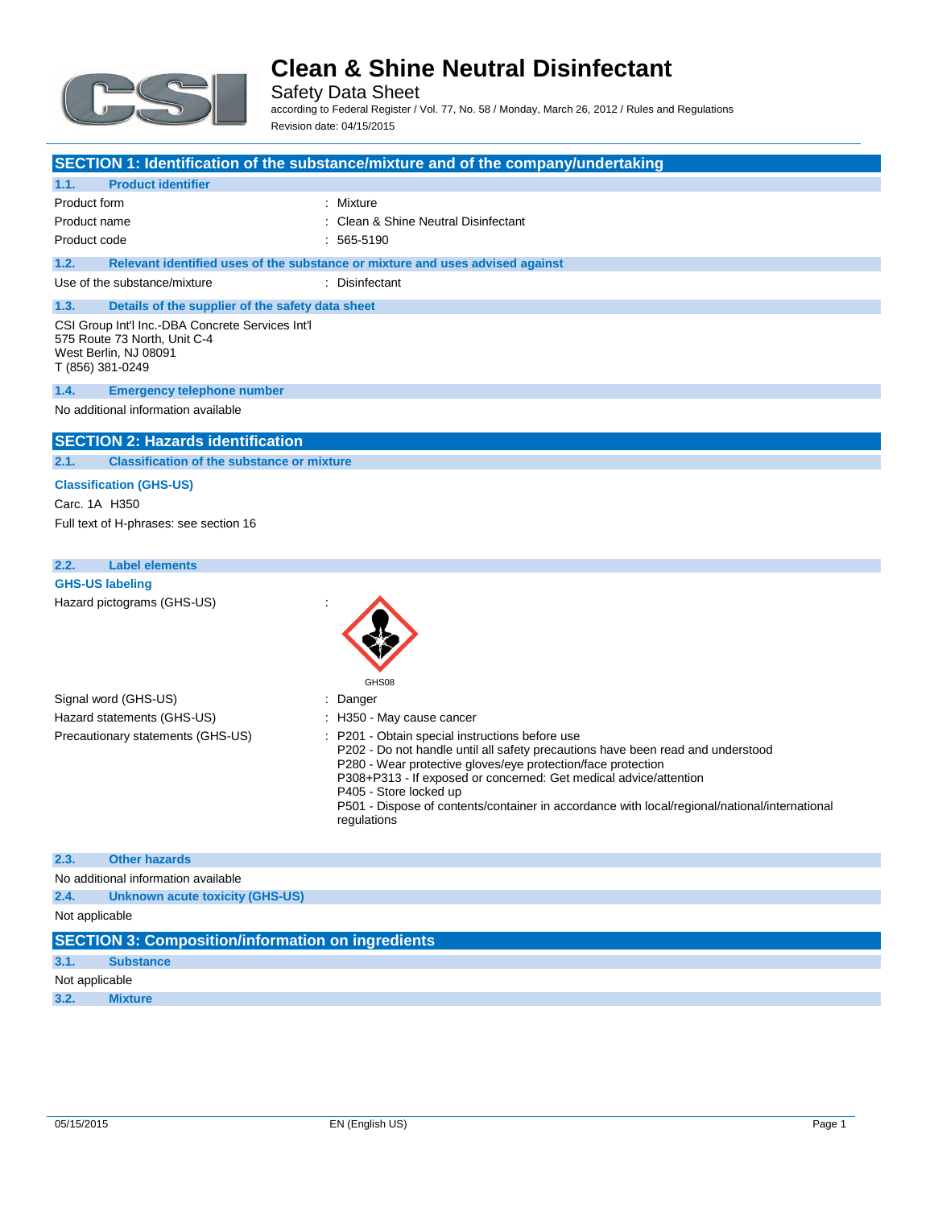# Clean & Shine Neutral Disinfectant

Safety Data Sheet

according to Federal Register / Vol. 77, No. 58 / Monday, March 26, 2012 / Rules and Regulations

Revision date: 04/15/2015

## SECTION 1: Identification of the substance/mixture and of the company/undertaking

### 1.1. Product identifier

| | |
|---|---|
| Product form | : Mixture |
| Product name | : Clean & Shine Neutral Disinfectant |
| Product code | : 565-5190 |

### 1.2. Relevant identified uses of the substance or mixture and uses advised against

| | |
|---|---|
| Use of the substance/mixture | : Disinfectant |

### 1.3. Details of the supplier of the safety data sheet

CSI Group Int'l Inc.-DBA Concrete Services Int'l
575 Route 73 North, Unit C-4
West Berlin, NJ 08091
T (856) 381-0249

### 1.4. Emergency telephone number

No additional information available

## SECTION 2: Hazards identification

### 2.1. Classification of the substance or mixture

**Classification (GHS-US)**

Carc. 1A H350

Full text of H-phrases: see section 16

### 2.2. Label elements

**GHS-US labeling**

Hazard pictograms (GHS-US) :

GHS08

Signal word (GHS-US) : Danger

Hazard statements (GHS-US) : H350 - May cause cancer

Precautionary statements (GHS-US) :
- P201 - Obtain special instructions before use
- P202 - Do not handle until all safety precautions have been read and understood
- P280 - Wear protective gloves/eye protection/face protection
- P308+P313 - If exposed or concerned: Get medical advice/attention
- P405 - Store locked up
- P501 - Dispose of contents/container in accordance with local/regional/national/international regulations

### 2.3. Other hazards

No additional information available

### 2.4. Unknown acute toxicity (GHS-US)

Not applicable

## SECTION 3: Composition/information on ingredients

### 3.1. Substance

Not applicable

### 3.2. Mixture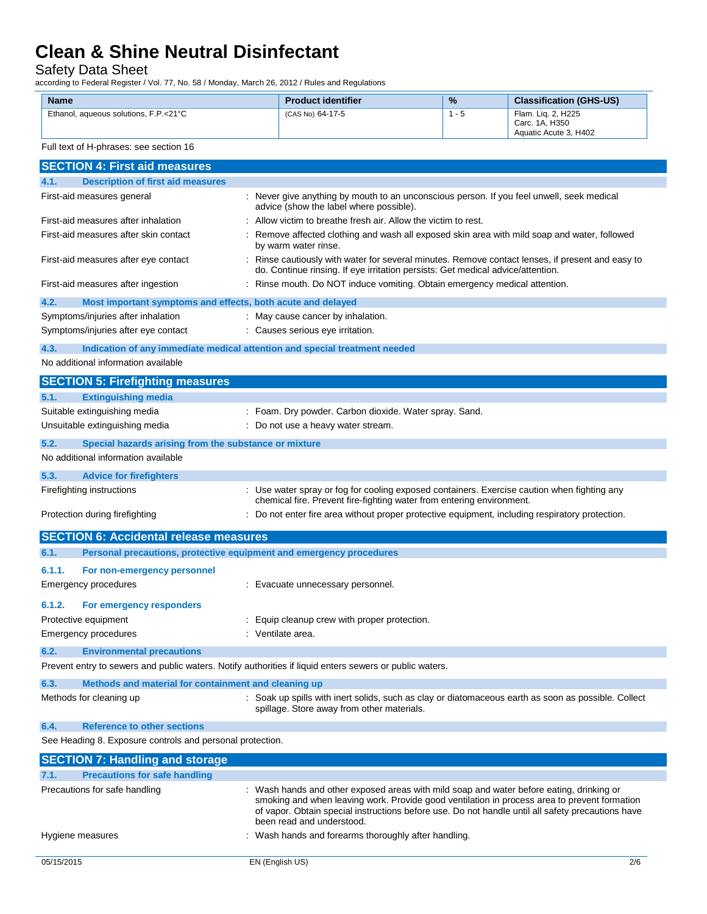| Name | Product identifier | % | Classification (GHS-US) |
|---|---|---|---|
| Ethanol, aqueous solutions, F.P.<21°C | (CAS No) 64-17-5 | 1 - 5 | Flam. Liq. 2, H225<br>Carc. 1A, H350<br>Aquatic Acute 3, H402 |

Full text of H-phrases: see section 16

## SECTION 4: First aid measures

### 4.1. Description of first aid measures

First-aid measures general : Never give anything by mouth to an unconscious person. If you feel unwell, seek medical advice (show the label where possible).

First-aid measures after inhalation : Allow victim to breathe fresh air. Allow the victim to rest.

First-aid measures after skin contact : Remove affected clothing and wash all exposed skin area with mild soap and water, followed by warm water rinse.

First-aid measures after eye contact : Rinse cautiously with water for several minutes. Remove contact lenses, if present and easy to do. Continue rinsing. If eye irritation persists: Get medical advice/attention.

First-aid measures after ingestion : Rinse mouth. Do NOT induce vomiting. Obtain emergency medical attention.

### 4.2. Most important symptoms and effects, both acute and delayed

Symptoms/injuries after inhalation : May cause cancer by inhalation.

Symptoms/injuries after eye contact : Causes serious eye irritation.

### 4.3. Indication of any immediate medical attention and special treatment needed

No additional information available

## SECTION 5: Firefighting measures

### 5.1. Extinguishing media

Suitable extinguishing media : Foam. Dry powder. Carbon dioxide. Water spray. Sand.

Unsuitable extinguishing media : Do not use a heavy water stream.

### 5.2. Special hazards arising from the substance or mixture

No additional information available

### 5.3. Advice for firefighters

Firefighting instructions : Use water spray or fog for cooling exposed containers. Exercise caution when fighting any chemical fire. Prevent fire-fighting water from entering environment.

Protection during firefighting : Do not enter fire area without proper protective equipment, including respiratory protection.

## SECTION 6: Accidental release measures

### 6.1. Personal precautions, protective equipment and emergency procedures

#### 6.1.1. For non-emergency personnel

Emergency procedures : Evacuate unnecessary personnel.

#### 6.1.2. For emergency responders

Protective equipment : Equip cleanup crew with proper protection.

Emergency procedures : Ventilate area.

### 6.2. Environmental precautions

Prevent entry to sewers and public waters. Notify authorities if liquid enters sewers or public waters.

### 6.3. Methods and material for containment and cleaning up

Methods for cleaning up : Soak up spills with inert solids, such as clay or diatomaceous earth as soon as possible. Collect spillage. Store away from other materials.

### 6.4. Reference to other sections

See Heading 8. Exposure controls and personal protection.

## SECTION 7: Handling and storage

### 7.1. Precautions for safe handling

Precautions for safe handling : Wash hands and other exposed areas with mild soap and water before eating, drinking or smoking and when leaving work. Provide good ventilation in process area to prevent formation of vapor. Obtain special instructions before use. Do not handle until all safety precautions have been read and understood.

Hygiene measures : Wash hands and forearms thoroughly after handling.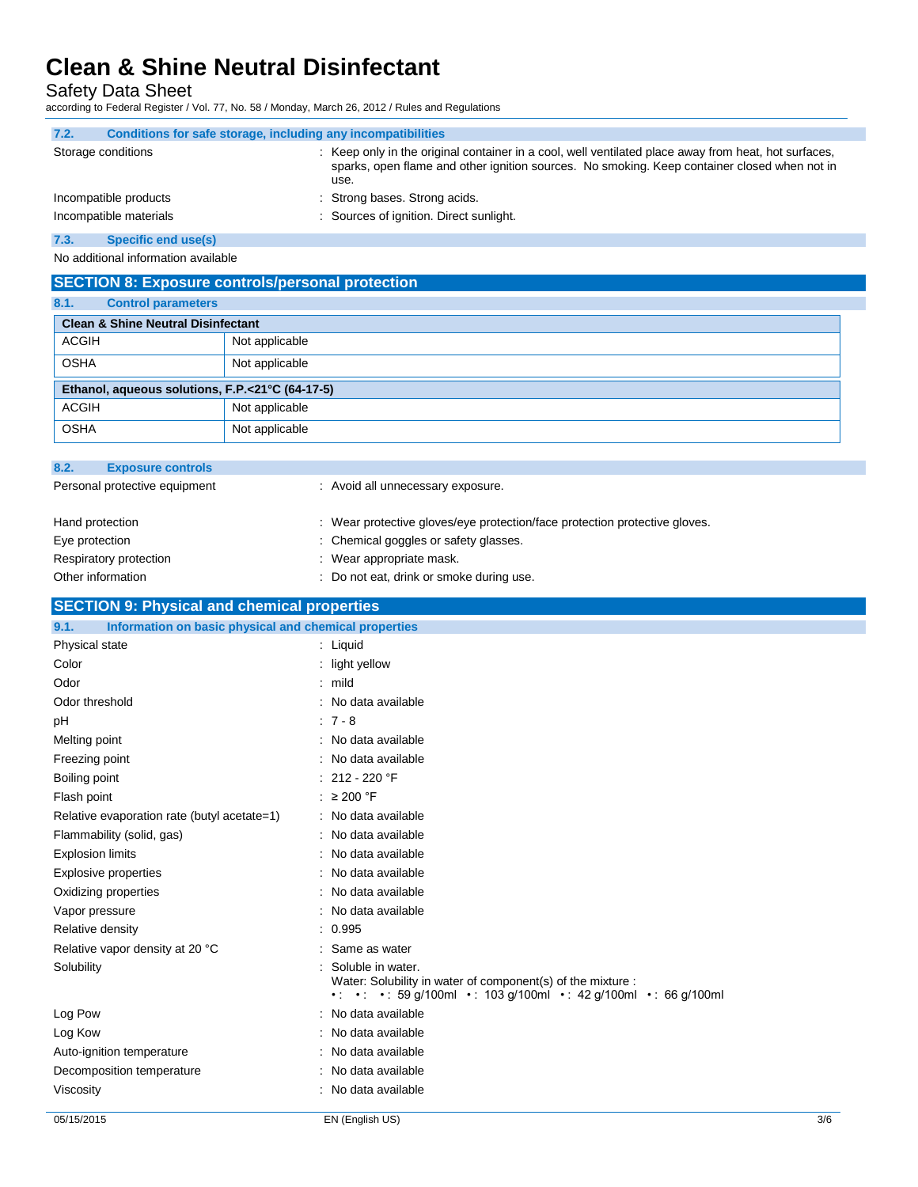### 7.2. Conditions for safe storage, including any incompatibilities

Storage conditions : Keep only in the original container in a cool, well ventilated place away from heat, hot surfaces, sparks, open flame and other ignition sources. No smoking. Keep container closed when not in use.

Incompatible products : Strong bases. Strong acids.

Incompatible materials : Sources of ignition. Direct sunlight.

### 7.3. Specific end use(s)

No additional information available

## SECTION 8: Exposure controls/personal protection

### 8.1. Control parameters

| Clean & Shine Neutral Disinfectant | |
|---|---|
| ACGIH | Not applicable |
| OSHA | Not applicable |

| Ethanol, aqueous solutions, F.P.<21°C (64-17-5) | |
|---|---|
| ACGIH | Not applicable |
| OSHA | Not applicable |

### 8.2. Exposure controls

Personal protective equipment : Avoid all unnecessary exposure.

Hand protection : Wear protective gloves/eye protection/face protection protective gloves.

Eye protection : Chemical goggles or safety glasses.

Respiratory protection : Wear appropriate mask.

Other information : Do not eat, drink or smoke during use.

## SECTION 9: Physical and chemical properties

### 9.1. Information on basic physical and chemical properties

Physical state : Liquid

Color : light yellow

Odor : mild

Odor threshold : No data available

pH : 7 - 8

Melting point : No data available

Freezing point : No data available

Boiling point : 212 - 220 °F

Flash point : ≥ 200 °F

Relative evaporation rate (butyl acetate=1) : No data available

Flammability (solid, gas) : No data available

Explosion limits : No data available

Explosive properties : No data available

Oxidizing properties : No data available

Vapor pressure : No data available

Relative density : 0.995

Relative vapor density at 20 °C : Same as water

Solubility : Soluble in water.
Water: Solubility in water of component(s) of the mixture :
• : • : • : 59 g/100ml • : 103 g/100ml • : 42 g/100ml • : 66 g/100ml

Log Pow : No data available

Log Kow : No data available

Auto-ignition temperature : No data available

Decomposition temperature : No data available

Viscosity : No data available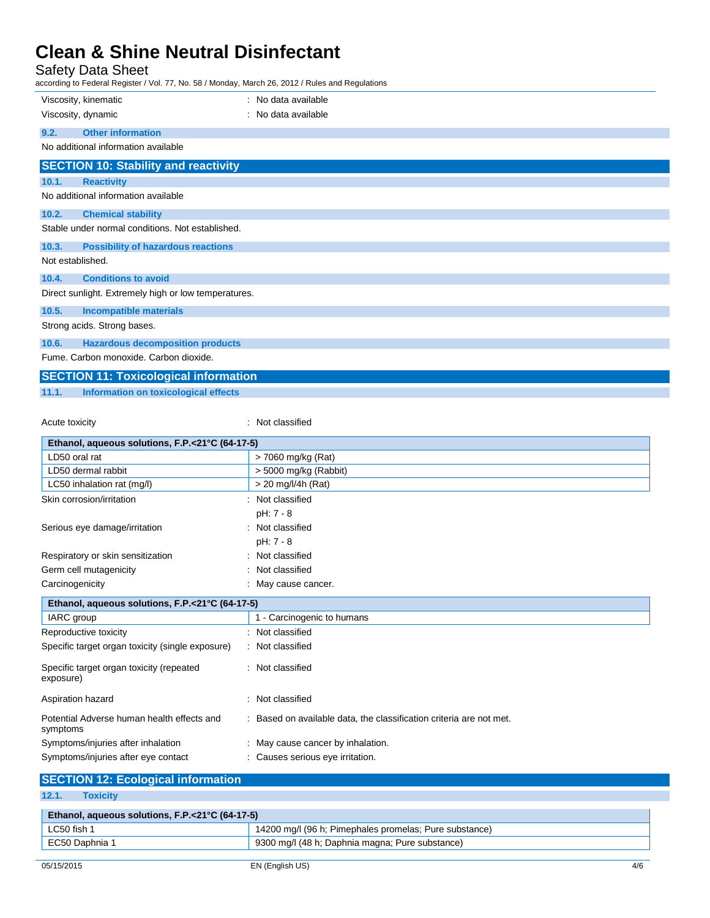| | |
|---|---|
| Viscosity, kinematic | : No data available |
| Viscosity, dynamic | : No data available |

### 9.2. Other information

No additional information available

## SECTION 10: Stability and reactivity

### 10.1. Reactivity

No additional information available

### 10.2. Chemical stability

Stable under normal conditions. Not established.

### 10.3. Possibility of hazardous reactions

Not established.

### 10.4. Conditions to avoid

Direct sunlight. Extremely high or low temperatures.

### 10.5. Incompatible materials

Strong acids. Strong bases.

### 10.6. Hazardous decomposition products

Fume. Carbon monoxide. Carbon dioxide.

## SECTION 11: Toxicological information

### 11.1. Information on toxicological effects

Acute toxicity : Not classified

| Ethanol, aqueous solutions, F.P.<21°C (64-17-5) | |
|---|---|
| LD50 oral rat | > 7060 mg/kg (Rat) |
| LD50 dermal rabbit | > 5000 mg/kg (Rabbit) |
| LC50 inhalation rat (mg/l) | > 20 mg/l/4h (Rat) |

| | |
|---|---|
| Skin corrosion/irritation | : Not classified<br>pH: 7 - 8 |
| Serious eye damage/irritation | : Not classified<br>pH: 7 - 8 |
| Respiratory or skin sensitization | : Not classified |
| Germ cell mutagenicity | : Not classified |
| Carcinogenicity | : May cause cancer. |

| Ethanol, aqueous solutions, F.P.<21°C (64-17-5) | |
|---|---|
| IARC group | 1 - Carcinogenic to humans |

| | |
|---|---|
| Reproductive toxicity | : Not classified |
| Specific target organ toxicity (single exposure) | : Not classified |
| Specific target organ toxicity (repeated exposure) | : Not classified |
| Aspiration hazard | : Not classified |
| Potential Adverse human health effects and symptoms | : Based on available data, the classification criteria are not met. |
| Symptoms/injuries after inhalation | : May cause cancer by inhalation. |
| Symptoms/injuries after eye contact | : Causes serious eye irritation. |

## SECTION 12: Ecological information

### 12.1. Toxicity

| Ethanol, aqueous solutions, F.P.<21°C (64-17-5) | |
|---|---|
| LC50 fish 1 | 14200 mg/l (96 h; Pimephales promelas; Pure substance) |
| EC50 Daphnia 1 | 9300 mg/l (48 h; Daphnia magna; Pure substance) |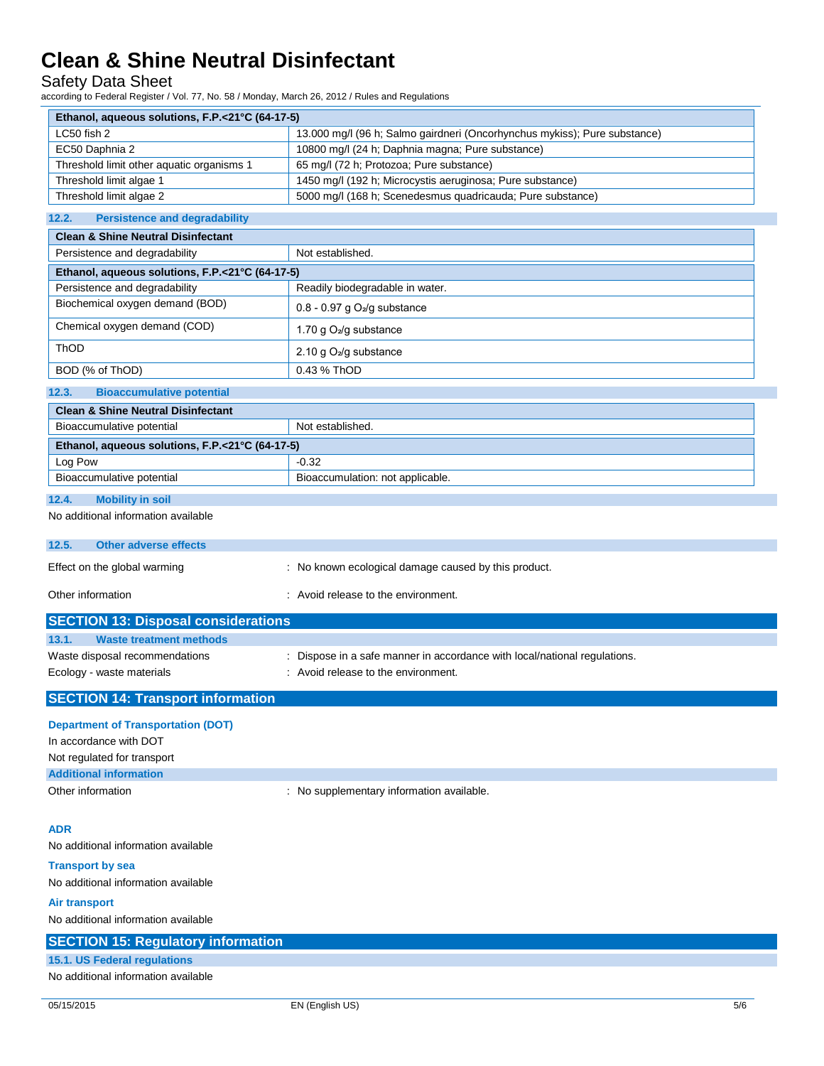| Ethanol, aqueous solutions, F.P.<21°C (64-17-5) | |
|---|---|
| LC50 fish 2 | 13.000 mg/l (96 h; Salmo gairdneri (Oncorhynchus mykiss); Pure substance) |
| EC50 Daphnia 2 | 10800 mg/l (24 h; Daphnia magna; Pure substance) |
| Threshold limit other aquatic organisms 1 | 65 mg/l (72 h; Protozoa; Pure substance) |
| Threshold limit algae 1 | 1450 mg/l (192 h; Microcystis aeruginosa; Pure substance) |
| Threshold limit algae 2 | 5000 mg/l (168 h; Scenedesmus quadricauda; Pure substance) |

### 12.2. Persistence and degradability

| Clean & Shine Neutral Disinfectant | |
|---|---|
| Persistence and degradability | Not established. |

| Ethanol, aqueous solutions, F.P.<21°C (64-17-5) | |
|---|---|
| Persistence and degradability | Readily biodegradable in water. |
| Biochemical oxygen demand (BOD) | 0.8 - 0.97 g $O_2$/g substance |
| Chemical oxygen demand (COD) | 1.70 g $O_2$/g substance |
| ThOD | 2.10 g $O_2$/g substance |
| BOD (% of ThOD) | 0.43 % ThOD |

### 12.3. Bioaccumulative potential

| Clean & Shine Neutral Disinfectant | |
|---|---|
| Bioaccumulative potential | Not established. |

| Ethanol, aqueous solutions, F.P.<21°C (64-17-5) | |
|---|---|
| Log Pow | -0.32 |
| Bioaccumulative potential | Bioaccumulation: not applicable. |

### 12.4. Mobility in soil

No additional information available

### 12.5. Other adverse effects

Effect on the global warming : No known ecological damage caused by this product.

Other information : Avoid release to the environment.

## SECTION 13: Disposal considerations

### 13.1. Waste treatment methods

Waste disposal recommendations : Dispose in a safe manner in accordance with local/national regulations.

Ecology - waste materials : Avoid release to the environment.

## SECTION 14: Transport information

**Department of Transportation (DOT)**

In accordance with DOT

Not regulated for transport

**Additional information**

Other information : No supplementary information available.

**ADR**

No additional information available

**Transport by sea**

No additional information available

**Air transport**

No additional information available

## SECTION 15: Regulatory information

### 15.1. US Federal regulations

No additional information available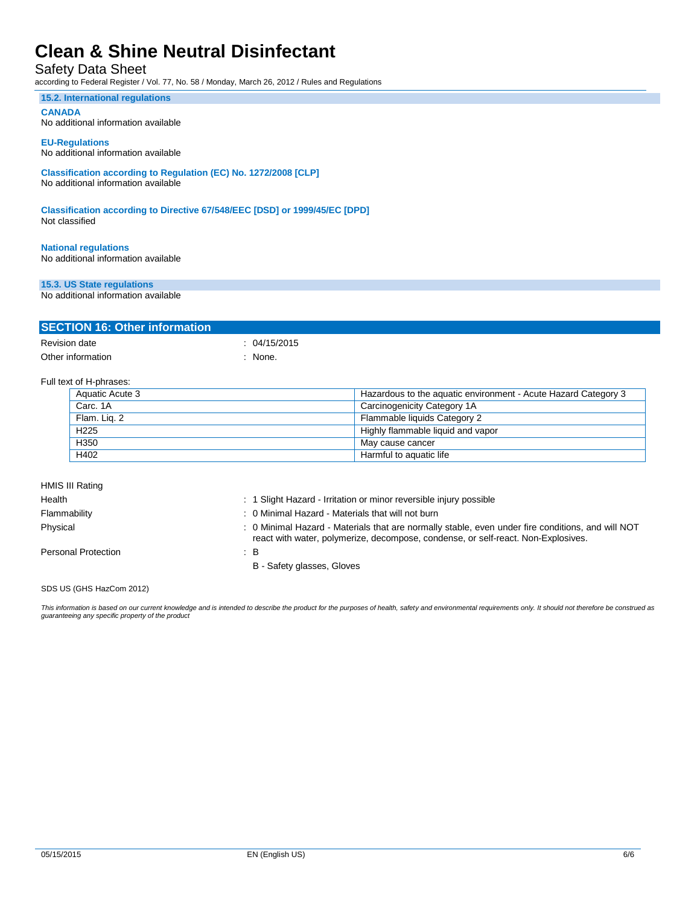### 15.2. International regulations

**CANADA**

No additional information available

**EU-Regulations**

No additional information available

**Classification according to Regulation (EC) No. 1272/2008 [CLP]**

No additional information available

**Classification according to Directive 67/548/EEC [DSD] or 1999/45/EC [DPD]**

Not classified

**National regulations**

No additional information available

### 15.3. US State regulations

No additional information available

## SECTION 16: Other information

Revision date : 04/15/2015

Other information : None.

Full text of H-phrases:

| | |
|---|---|
| Aquatic Acute 3 | Hazardous to the aquatic environment - Acute Hazard Category 3 |
| Carc. 1A | Carcinogenicity Category 1A |
| Flam. Liq. 2 | Flammable liquids Category 2 |
| H225 | Highly flammable liquid and vapor |
| H350 | May cause cancer |
| H402 | Harmful to aquatic life |

HMIS III Rating

Health : 1 Slight Hazard - Irritation or minor reversible injury possible

Flammability : 0 Minimal Hazard - Materials that will not burn

Physical : 0 Minimal Hazard - Materials that are normally stable, even under fire conditions, and will NOT react with water, polymerize, decompose, condense, or self-react. Non-Explosives.

Personal Protection : B

B - Safety glasses, Gloves

SDS US (GHS HazCom 2012)

*This information is based on our current knowledge and is intended to describe the product for the purposes of health, safety and environmental requirements only. It should not therefore be construed as guaranteeing any specific property of the product*